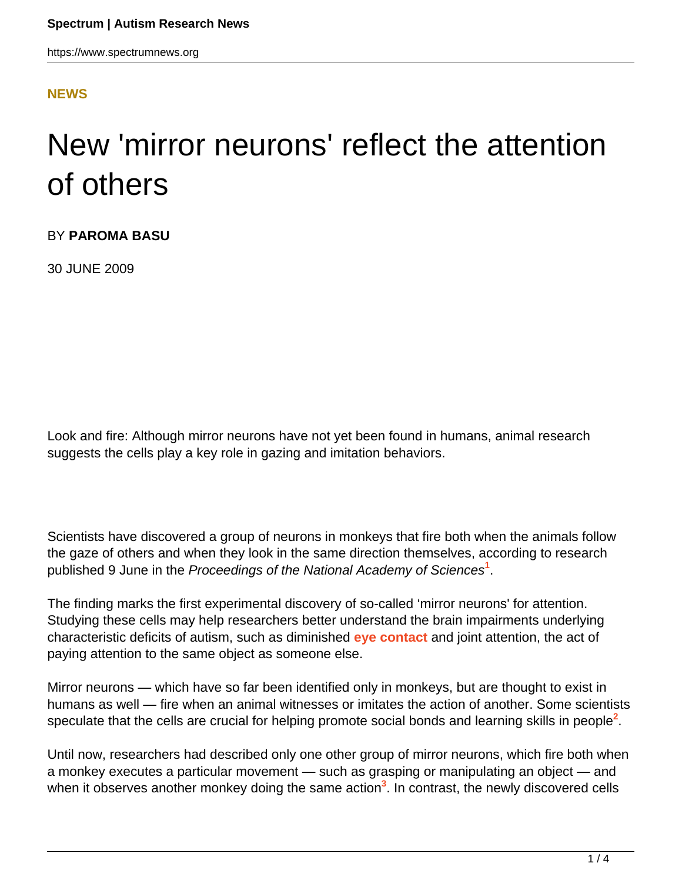**NEWS**

# New 'mirror neurons' reflect the attention of others

BY **PAROMA BASU**

30 JUNE 2009

Look and fire: Although mirror neurons have not yet been found in humans, animal research suggests the cells play a key role in gazing and imitation behaviors.

Scientists have discovered a group of neurons in monkeys that fire both when the animals follow the gaze of others and when they look in the same direction themselves, according to research published 9 June in the *Proceedings of the National Academy of Sciences*[1].

The finding marks the first experimental discovery of so-called 'mirror neurons' for attention. Studying these cells may help researchers better understand the brain impairments underlying characteristic deficits of autism, such as diminished **eye contact** and joint attention, the act of paying attention to the same object as someone else.

Mirror neurons — which have so far been identified only in monkeys, but are thought to exist in humans as well — fire when an animal witnesses or imitates the action of another. Some scientists speculate that the cells are crucial for helping promote social bonds and learning skills in people[2].

Until now, researchers had described only one other group of mirror neurons, which fire both when a monkey executes a particular movement — such as grasping or manipulating an object — and when it observes another monkey doing the same action[3]. In contrast, the newly discovered cells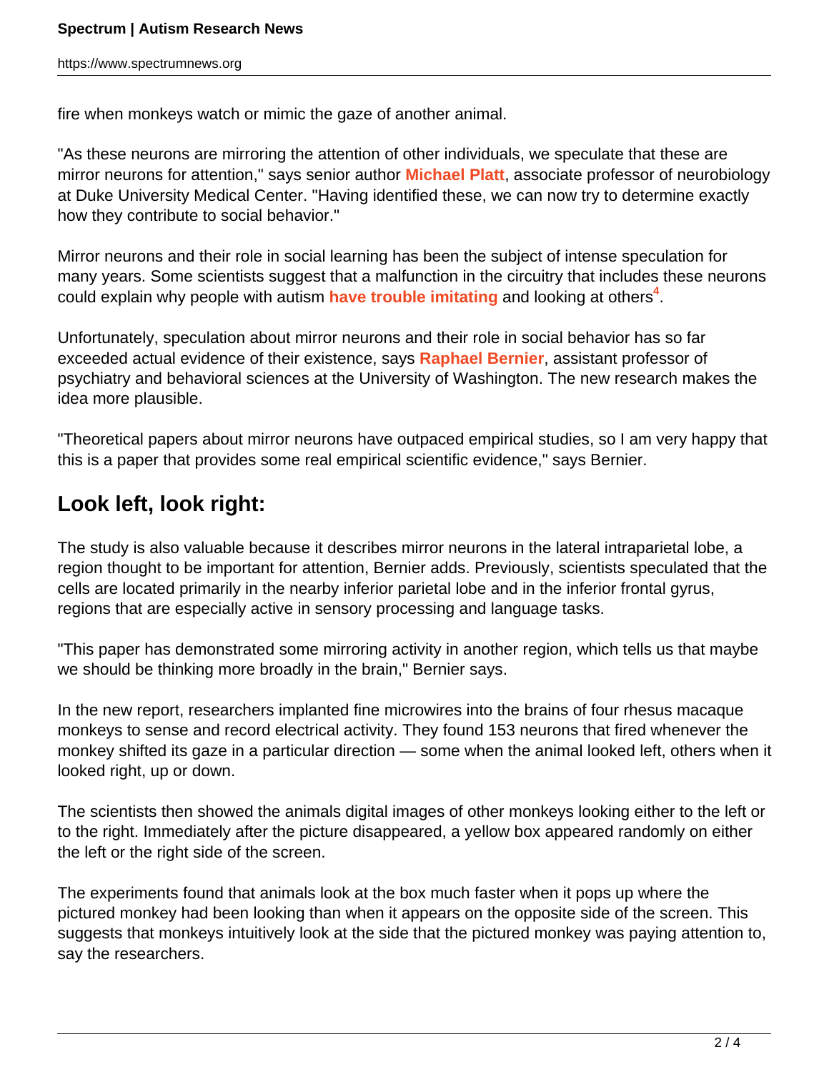fire when monkeys watch or mimic the gaze of another animal.

"As these neurons are mirroring the attention of other individuals, we speculate that these are mirror neurons for attention," says senior author **Michael Platt**, associate professor of neurobiology at Duke University Medical Center. "Having identified these, we can now try to determine exactly how they contribute to social behavior."

Mirror neurons and their role in social learning has been the subject of intense speculation for many years. Some scientists suggest that a malfunction in the circuitry that includes these neurons could explain why people with autism **have trouble imitating** and looking at others[4].

Unfortunately, speculation about mirror neurons and their role in social behavior has so far exceeded actual evidence of their existence, says **Raphael Bernier**, assistant professor of psychiatry and behavioral sciences at the University of Washington. The new research makes the idea more plausible.

"Theoretical papers about mirror neurons have outpaced empirical studies, so I am very happy that this is a paper that provides some real empirical scientific evidence," says Bernier.

## Look left, look right:

The study is also valuable because it describes mirror neurons in the lateral intraparietal lobe, a region thought to be important for attention, Bernier adds. Previously, scientists speculated that the cells are located primarily in the nearby inferior parietal lobe and in the inferior frontal gyrus, regions that are especially active in sensory processing and language tasks.

"This paper has demonstrated some mirroring activity in another region, which tells us that maybe we should be thinking more broadly in the brain," Bernier says.

In the new report, researchers implanted fine microwires into the brains of four rhesus macaque monkeys to sense and record electrical activity. They found 153 neurons that fired whenever the monkey shifted its gaze in a particular direction — some when the animal looked left, others when it looked right, up or down.

The scientists then showed the animals digital images of other monkeys looking either to the left or to the right. Immediately after the picture disappeared, a yellow box appeared randomly on either the left or the right side of the screen.

The experiments found that animals look at the box much faster when it pops up where the pictured monkey had been looking than when it appears on the opposite side of the screen. This suggests that monkeys intuitively look at the side that the pictured monkey was paying attention to, say the researchers.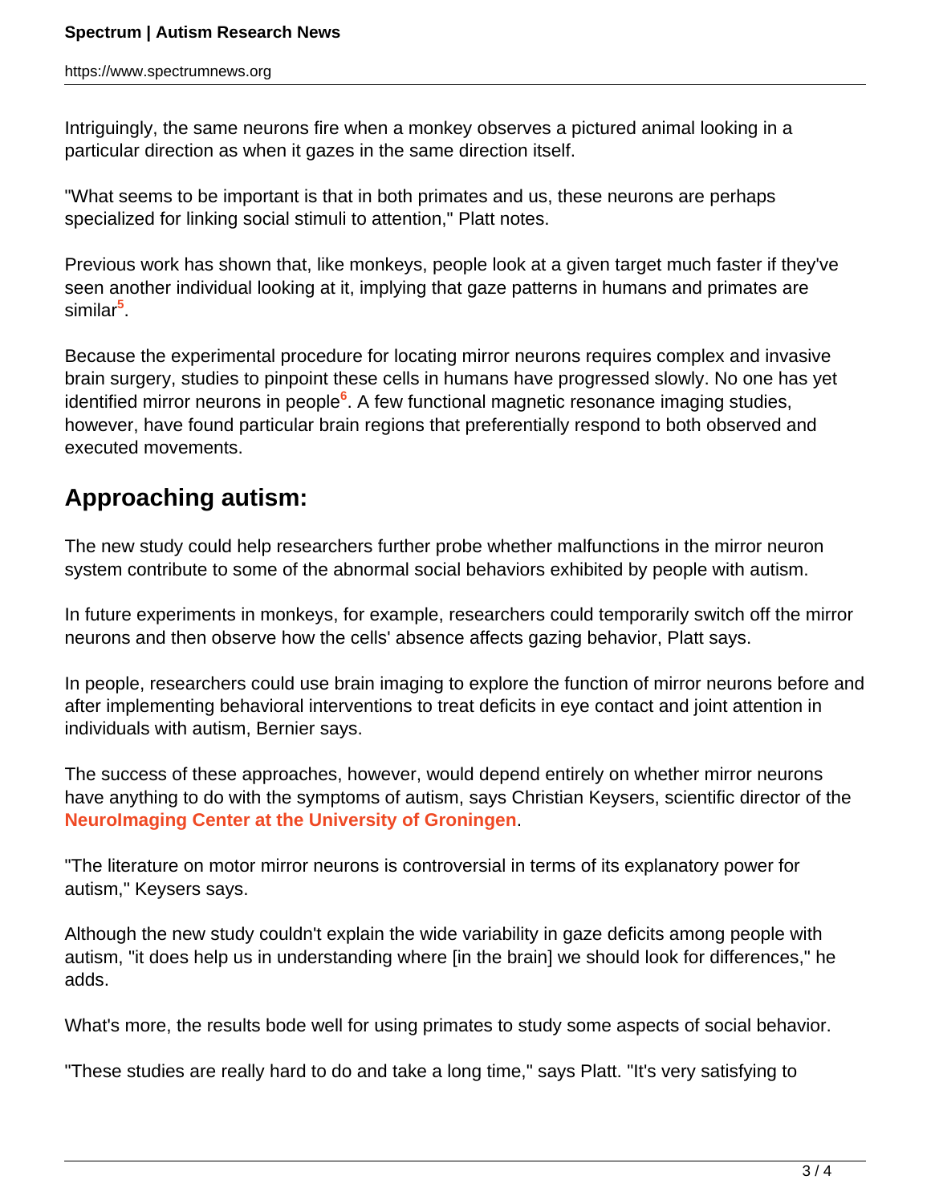Intriguingly, the same neurons fire when a monkey observes a pictured animal looking in a particular direction as when it gazes in the same direction itself.

"What seems to be important is that in both primates and us, these neurons are perhaps specialized for linking social stimuli to attention," Platt notes.

Previous work has shown that, like monkeys, people look at a given target much faster if they've seen another individual looking at it, implying that gaze patterns in humans and primates are similar[5].

Because the experimental procedure for locating mirror neurons requires complex and invasive brain surgery, studies to pinpoint these cells in humans have progressed slowly. No one has yet identified mirror neurons in people[6]. A few functional magnetic resonance imaging studies, however, have found particular brain regions that preferentially respond to both observed and executed movements.

## Approaching autism:

The new study could help researchers further probe whether malfunctions in the mirror neuron system contribute to some of the abnormal social behaviors exhibited by people with autism.

In future experiments in monkeys, for example, researchers could temporarily switch off the mirror neurons and then observe how the cells' absence affects gazing behavior, Platt says.

In people, researchers could use brain imaging to explore the function of mirror neurons before and after implementing behavioral interventions to treat deficits in eye contact and joint attention in individuals with autism, Bernier says.

The success of these approaches, however, would depend entirely on whether mirror neurons have anything to do with the symptoms of autism, says Christian Keysers, scientific director of the **NeuroImaging Center at the University of Groningen**.

"The literature on motor mirror neurons is controversial in terms of its explanatory power for autism," Keysers says.

Although the new study couldn't explain the wide variability in gaze deficits among people with autism, "it does help us in understanding where [in the brain] we should look for differences," he adds.

What's more, the results bode well for using primates to study some aspects of social behavior.

"These studies are really hard to do and take a long time," says Platt. "It's very satisfying to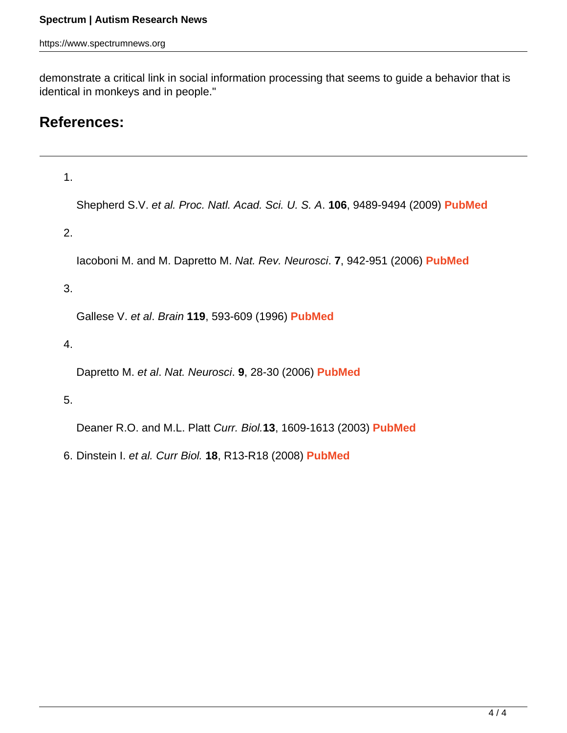demonstrate a critical link in social information processing that seems to guide a behavior that is identical in monkeys and in people."

## References:

1. Shepherd S.V. *et al. Proc. Natl. Acad. Sci. U. S. A*. **106**, 9489-9494 (2009) **PubMed**

2. Iacoboni M. and M. Dapretto M. *Nat. Rev. Neurosci*. **7**, 942-951 (2006) **PubMed**

3. Gallese V. *et al*. *Brain* **119**, 593-609 (1996) **PubMed**

4. Dapretto M. *et al*. *Nat. Neurosci*. **9**, 28-30 (2006) **PubMed**

5. Deaner R.O. and M.L. Platt *Curr. Biol.* **13**, 1609-1613 (2003) **PubMed**

6. Dinstein I. *et al. Curr Biol.* **18**, R13-R18 (2008) **PubMed**